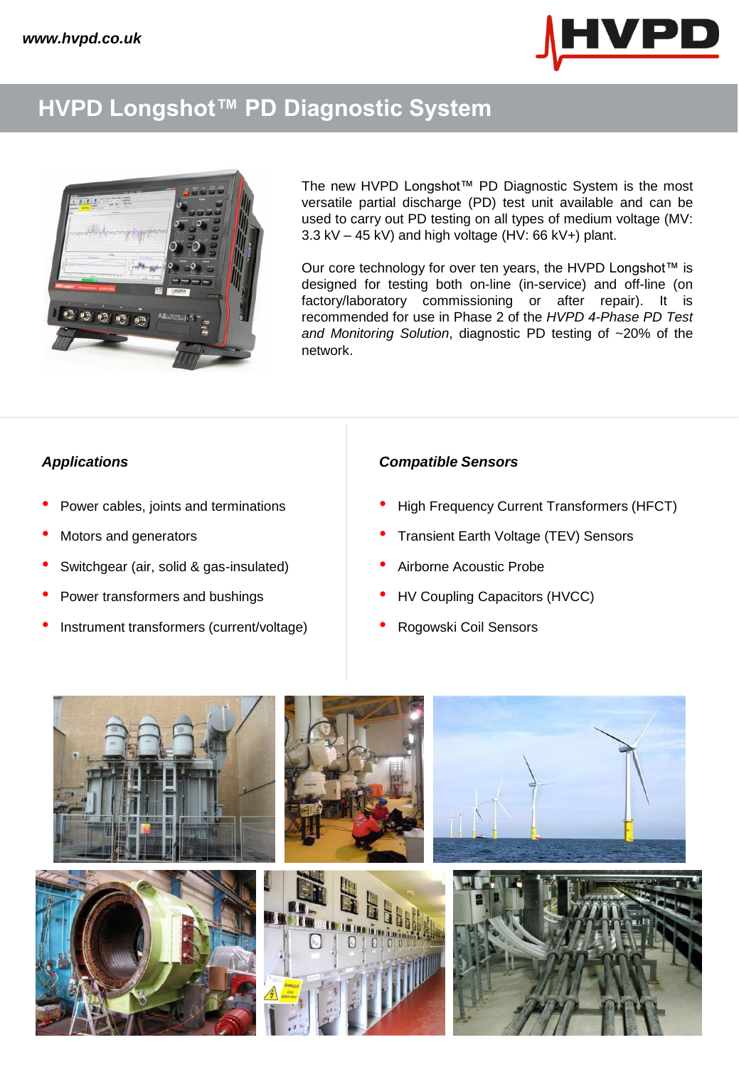# HVPD Longshot™ PD Diagnostic System

The new HVPD Longshot™ PD Diagnostic System is the most versatile partial discharge (PD) test unit available and can be used to carry out PD testing on all types of medium voltage (MV: 3.3 kV – 45 kV) and high voltage (HV: 66 kV+) plant.

Our core technology for over ten years, the HVPD Longshot™ is designed for testing both on-line (in-service) and off-line (on factory/laboratory commissioning or after repair). It is recommended for use in Phase 2 of the *HVPD 4-Phase PD Test and Monitoring Solution*, diagnostic PD testing of ~20% of the network.

### *Applications*

- Power cables, joints and terminations
- Motors and generators
- Switchgear (air, solid & gas-insulated)
- Power transformers and bushings
- Instrument transformers (current/voltage)

### *Compatible Sensors*

- High Frequency Current Transformers (HFCT)
- Transient Earth Voltage (TEV) Sensors
- Airborne Acoustic Probe
- HV Coupling Capacitors (HVCC)
- Rogowski Coil Sensors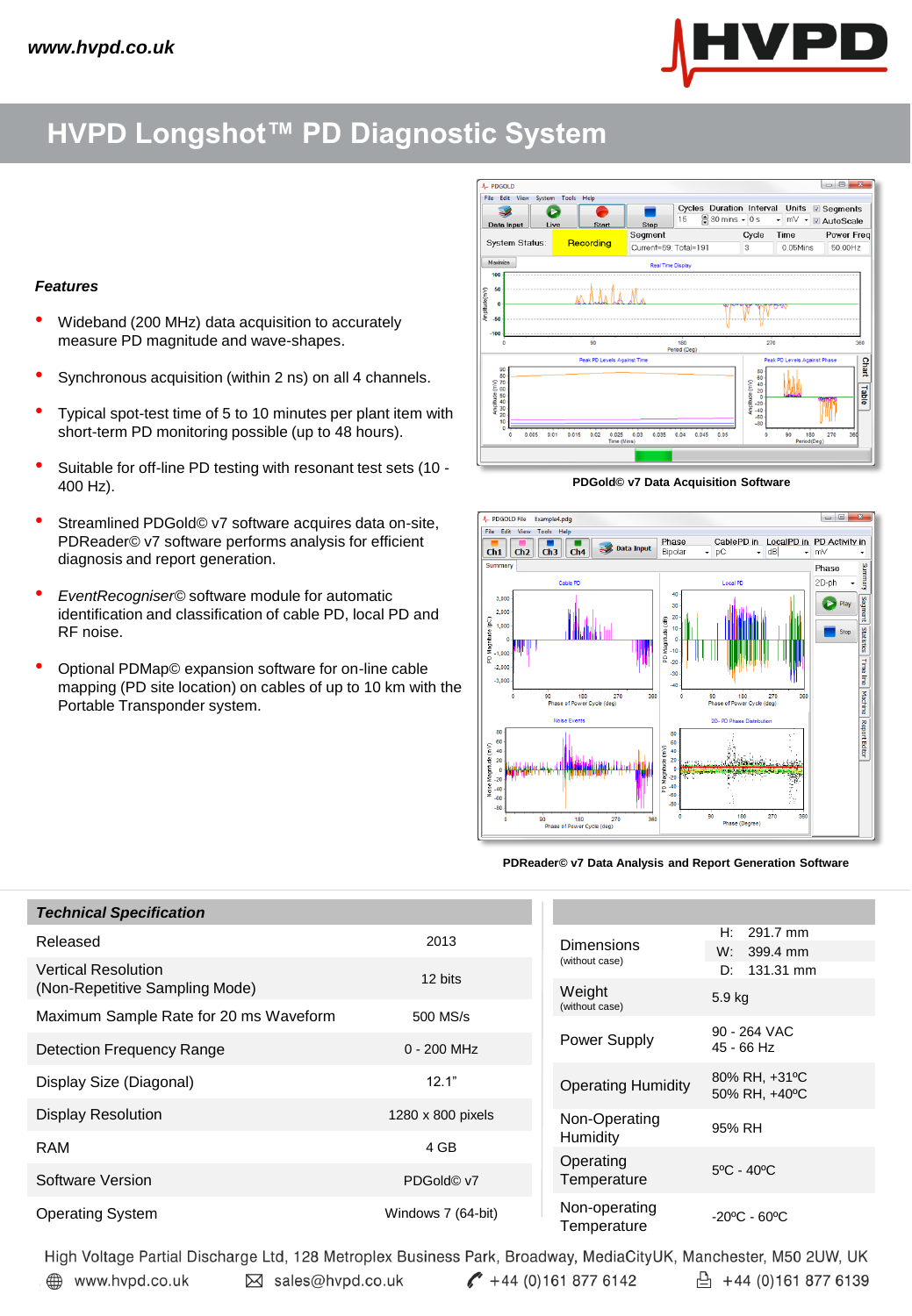# HVPD Longshot™ PD Diagnostic System

***Features***

- Wideband (200 MHz) data acquisition to accurately measure PD magnitude and wave-shapes.
- Synchronous acquisition (within 2 ns) on all 4 channels.
- Typical spot-test time of 5 to 10 minutes per plant item with short-term PD monitoring possible (up to 48 hours).
- Suitable for off-line PD testing with resonant test sets (10 - 400 Hz).
- Streamlined PDGold© v7 software acquires data on-site, PDReader© v7 software performs analysis for efficient diagnosis and report generation.
- *EventRecogniser*© software module for automatic identification and classification of cable PD, local PD and RF noise.
- Optional PDMap© expansion software for on-line cable mapping (PD site location) on cables of up to 10 km with the Portable Transponder system.

**PDGold© v7 Data Acquisition Software**

**PDReader© v7 Data Analysis and Report Generation Software**

| ***Technical Specification*** | |
|---|---|
| Released | 2013 |
| Vertical Resolution (Non-Repetitive Sampling Mode) | 12 bits |
| Maximum Sample Rate for 20 ms Waveform | 500 MS/s |
| Detection Frequency Range | 0 - 200 MHz |
| Display Size (Diagonal) | 12.1” |
| Display Resolution | 1280 x 800 pixels |
| RAM | 4 GB |
| Software Version | PDGold© v7 |
| Operating System | Windows 7 (64-bit) |

| | |
|---|---|
| Dimensions (without case) | H: 291.7 mm<br>W: 399.4 mm<br>D: 131.31 mm |
| Weight (without case) | 5.9 kg |
| Power Supply | 90 - 264 VAC<br>45 - 66 Hz |
| Operating Humidity | 80% RH, +31ºC<br>50% RH, +40ºC |
| Non-Operating Humidity | 95% RH |
| Operating Temperature | 5ºC - 40ºC |
| Non-operating Temperature | -20ºC - 60ºC |

High Voltage Partial Discharge Ltd, 128 Metroplex Business Park, Broadway, MediaCityUK, Manchester, M50 2UW, UK

www.hvpd.co.uk sales@hvpd.co.uk +44 (0)161 877 6142 +44 (0)161 877 6139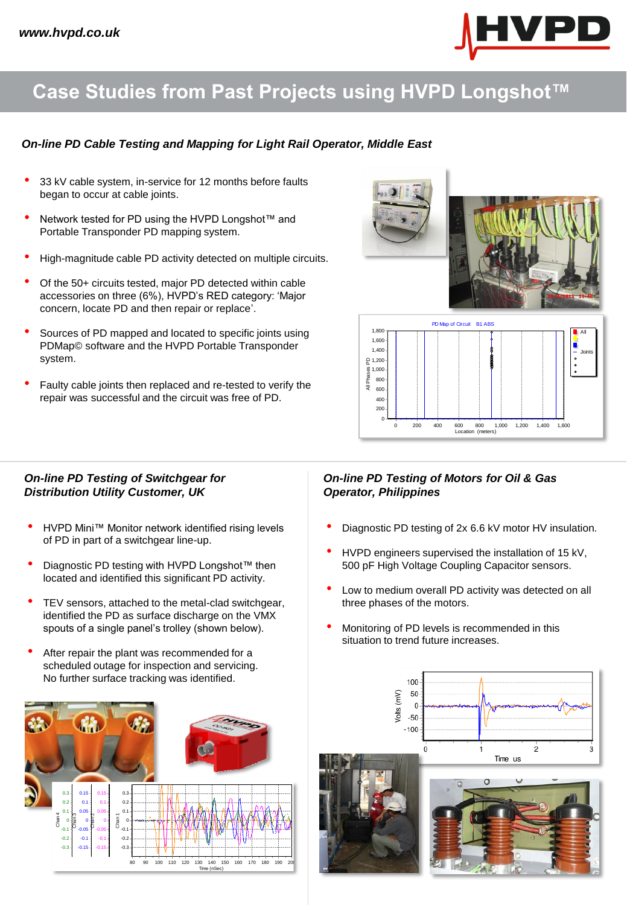# Case Studies from Past Projects using HVPD Longshot™

### *On-line PD Cable Testing and Mapping for Light Rail Operator, Middle East*

- 33 kV cable system, in-service for 12 months before faults began to occur at cable joints.
- Network tested for PD using the HVPD Longshot™ and Portable Transponder PD mapping system.
- High-magnitude cable PD activity detected on multiple circuits.
- Of the 50+ circuits tested, major PD detected within cable accessories on three (6%), HVPD's RED category: 'Major concern, locate PD and then repair or replace'.
- Sources of PD mapped and located to specific joints using PDMap© software and the HVPD Portable Transponder system.
- Faulty cable joints then replaced and re-tested to verify the repair was successful and the circuit was free of PD.

### *On-line PD Testing of Switchgear for Distribution Utility Customer, UK*

- HVPD Mini™ Monitor network identified rising levels of PD in part of a switchgear line-up.
- Diagnostic PD testing with HVPD Longshot™ then located and identified this significant PD activity.
- TEV sensors, attached to the metal-clad switchgear, identified the PD as surface discharge on the VMX spouts of a single panel's trolley (shown below).
- After repair the plant was recommended for a scheduled outage for inspection and servicing. No further surface tracking was identified.

### *On-line PD Testing of Motors for Oil & Gas Operator, Philippines*

- Diagnostic PD testing of 2x 6.6 kV motor HV insulation.
- HVPD engineers supervised the installation of 15 kV, 500 pF High Voltage Coupling Capacitor sensors.
- Low to medium overall PD activity was detected on all three phases of the motors.
- Monitoring of PD levels is recommended in this situation to trend future increases.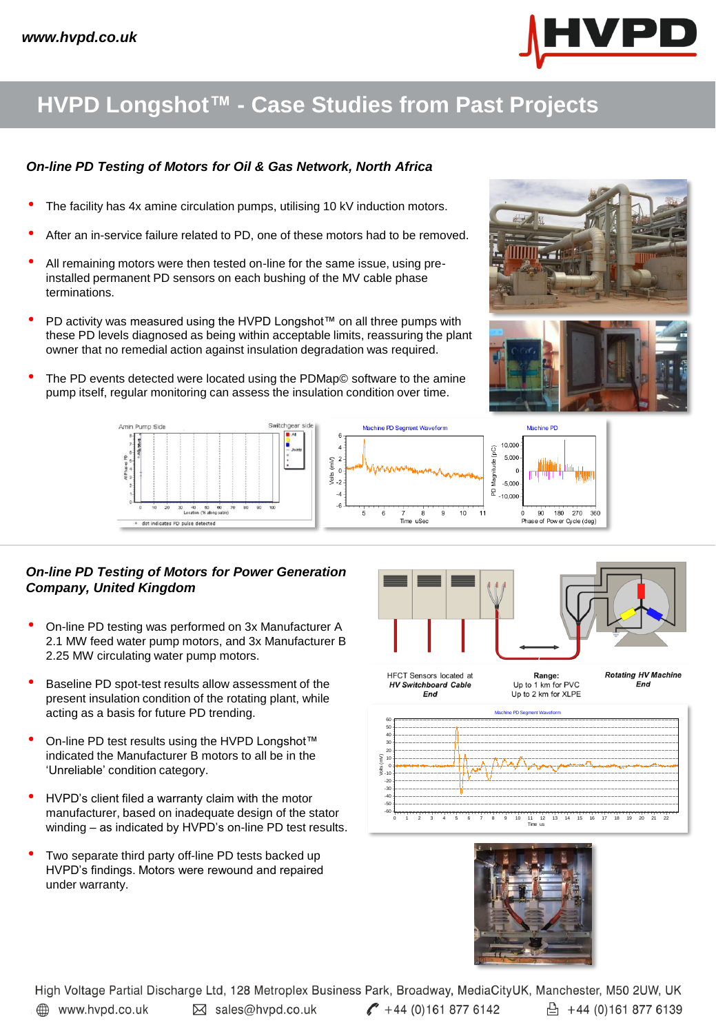# HVPD Longshot™ - Case Studies from Past Projects

### *On-line PD Testing of Motors for Oil & Gas Network, North Africa*

- The facility has 4x amine circulation pumps, utilising 10 kV induction motors.
- After an in-service failure related to PD, one of these motors had to be removed.
- All remaining motors were then tested on-line for the same issue, using pre-installed permanent PD sensors on each bushing of the MV cable phase terminations.
- PD activity was measured using the HVPD Longshot™ on all three pumps with these PD levels diagnosed as being within acceptable limits, reassuring the plant owner that no remedial action against insulation degradation was required.
- The PD events detected were located using the PDMap© software to the amine pump itself, regular monitoring can assess the insulation condition over time.

Amin Pump Side
Switchgear side
All
Joints
Location (% along cable)
dot indicates PD pulse detected

Machine PD Segment Waveform
Volts (mV)
Time uSec

Machine PD
PD Magnitude (pC)
Phase of Power Cycle (deg)

### *On-line PD Testing of Motors for Power Generation Company, United Kingdom*

- On-line PD testing was performed on 3x Manufacturer A 2.1 MW feed water pump motors, and 3x Manufacturer B 2.25 MW circulating water pump motors.
- Baseline PD spot-test results allow assessment of the present insulation condition of the rotating plant, while acting as a basis for future PD trending.
- On-line PD test results using the HVPD Longshot™ indicated the Manufacturer B motors to all be in the 'Unreliable' condition category.
- HVPD's client filed a warranty claim with the motor manufacturer, based on inadequate design of the stator winding – as indicated by HVPD's on-line PD test results.
- Two separate third party off-line PD tests backed up HVPD's findings. Motors were rewound and repaired under warranty.

HFCT Sensors located at ***HV Switchboard Cable End***

**Range:**
Up to 1 km for PVC
Up to 2 km for XLPE

***Rotating HV Machine End***

Machine PD Segment Waveform
Volts (mV)
Time us

High Voltage Partial Discharge Ltd, 128 Metroplex Business Park, Broadway, MediaCityUK, Manchester, M50 2UW, UK
www.hvpd.co.uk sales@hvpd.co.uk +44 (0)161 877 6142 +44 (0)161 877 6139